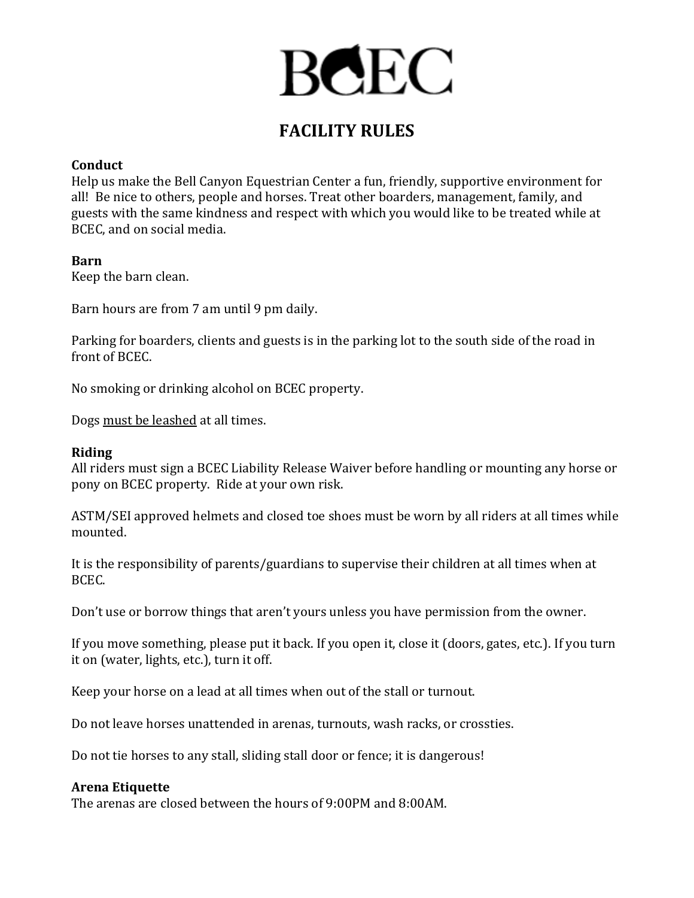# BCEC

## FACILITY RULES

**Conduct**
Help us make the Bell Canyon Equestrian Center a fun, friendly, supportive environment for all! Be nice to others, people and horses. Treat other boarders, management, family, and guests with the same kindness and respect with which you would like to be treated while at BCEC, and on social media.

**Barn**
Keep the barn clean.

Barn hours are from 7 am until 9 pm daily.

Parking for boarders, clients and guests is in the parking lot to the south side of the road in front of BCEC.

No smoking or drinking alcohol on BCEC property.

Dogs <u>must be leashed</u> at all times.

**Riding**
All riders must sign a BCEC Liability Release Waiver before handling or mounting any horse or pony on BCEC property. Ride at your own risk.

ASTM/SEI approved helmets and closed toe shoes must be worn by all riders at all times while mounted.

It is the responsibility of parents/guardians to supervise their children at all times when at BCEC.

Don't use or borrow things that aren't yours unless you have permission from the owner.

If you move something, please put it back. If you open it, close it (doors, gates, etc.). If you turn it on (water, lights, etc.), turn it off.

Keep your horse on a lead at all times when out of the stall or turnout.

Do not leave horses unattended in arenas, turnouts, wash racks, or crossties.

Do not tie horses to any stall, sliding stall door or fence; it is dangerous!

**Arena Etiquette**
The arenas are closed between the hours of 9:00PM and 8:00AM.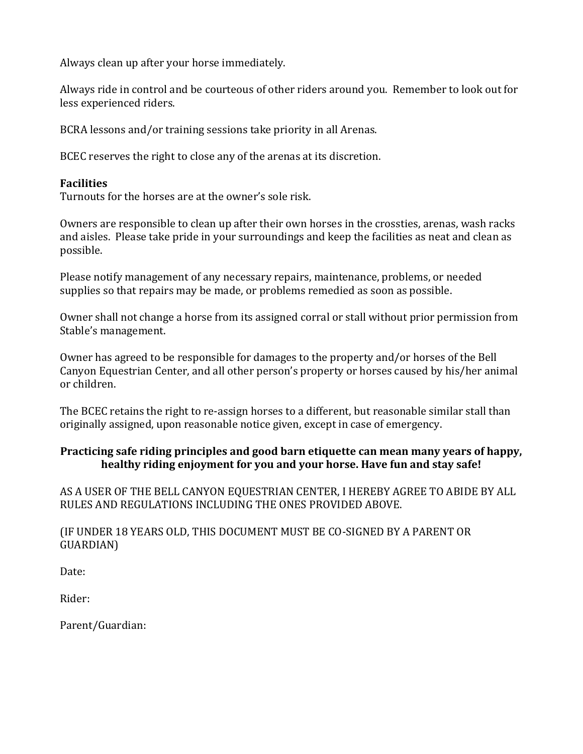Always clean up after your horse immediately.

Always ride in control and be courteous of other riders around you. Remember to look out for less experienced riders.

BCRA lessons and/or training sessions take priority in all Arenas.

BCEC reserves the right to close any of the arenas at its discretion.

**Facilities**

Turnouts for the horses are at the owner's sole risk.

Owners are responsible to clean up after their own horses in the crossties, arenas, wash racks and aisles. Please take pride in your surroundings and keep the facilities as neat and clean as possible.

Please notify management of any necessary repairs, maintenance, problems, or needed supplies so that repairs may be made, or problems remedied as soon as possible.

Owner shall not change a horse from its assigned corral or stall without prior permission from Stable's management.

Owner has agreed to be responsible for damages to the property and/or horses of the Bell Canyon Equestrian Center, and all other person's property or horses caused by his/her animal or children.

The BCEC retains the right to re-assign horses to a different, but reasonable similar stall than originally assigned, upon reasonable notice given, except in case of emergency.

**Practicing safe riding principles and good barn etiquette can mean many years of happy, healthy riding enjoyment for you and your horse. Have fun and stay safe!**

AS A USER OF THE BELL CANYON EQUESTRIAN CENTER, I HEREBY AGREE TO ABIDE BY ALL RULES AND REGULATIONS INCLUDING THE ONES PROVIDED ABOVE.

(IF UNDER 18 YEARS OLD, THIS DOCUMENT MUST BE CO-SIGNED BY A PARENT OR GUARDIAN)

Date:

Rider:

Parent/Guardian: